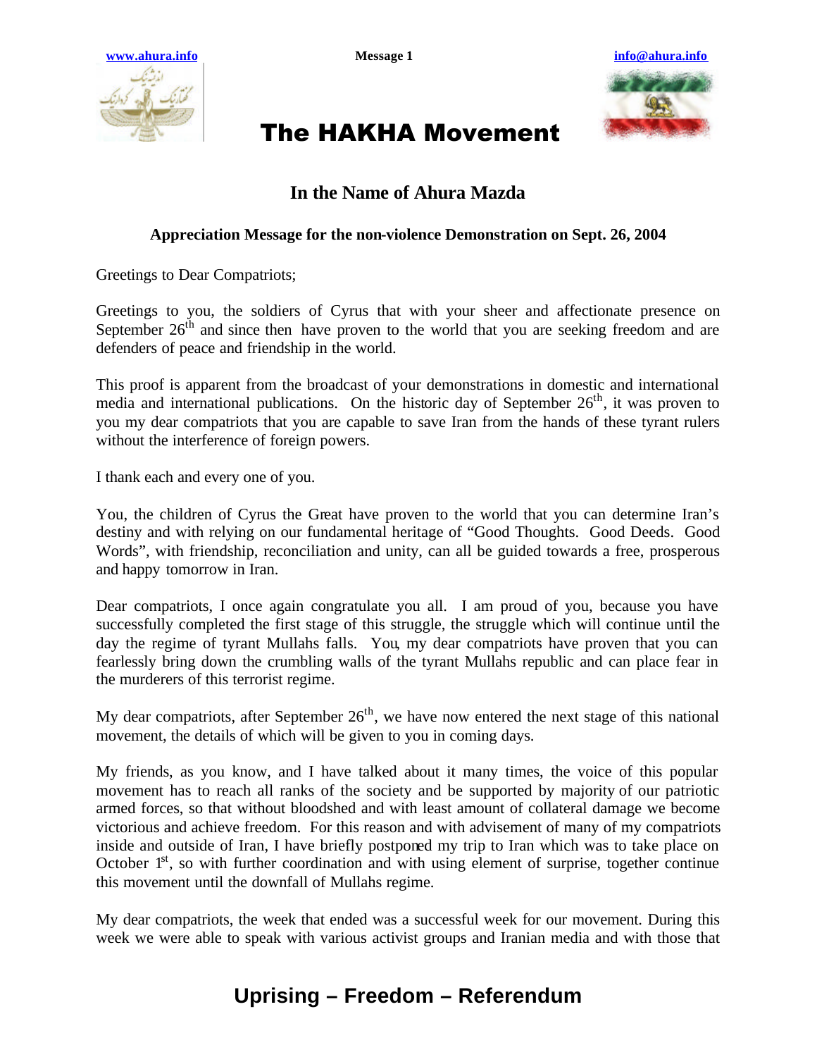www.ahura.info | Message 1 | info@ahura.info

# The HAKHA Movement

## In the Name of Ahura Mazda

**Appreciation Message for the non-violence Demonstration on Sept. 26, 2004**

Greetings to Dear Compatriots;

Greetings to you, the soldiers of Cyrus that with your sheer and affectionate presence on September 26th and since then have proven to the world that you are seeking freedom and are defenders of peace and friendship in the world.

This proof is apparent from the broadcast of your demonstrations in domestic and international media and international publications. On the historic day of September 26th, it was proven to you my dear compatriots that you are capable to save Iran from the hands of these tyrant rulers without the interference of foreign powers.

I thank each and every one of you.

You, the children of Cyrus the Great have proven to the world that you can determine Iran's destiny and with relying on our fundamental heritage of "Good Thoughts. Good Deeds. Good Words", with friendship, reconciliation and unity, can all be guided towards a free, prosperous and happy tomorrow in Iran.

Dear compatriots, I once again congratulate you all. I am proud of you, because you have successfully completed the first stage of this struggle, the struggle which will continue until the day the regime of tyrant Mullahs falls. You, my dear compatriots have proven that you can fearlessly bring down the crumbling walls of the tyrant Mullahs republic and can place fear in the murderers of this terrorist regime.

My dear compatriots, after September 26th, we have now entered the next stage of this national movement, the details of which will be given to you in coming days.

My friends, as you know, and I have talked about it many times, the voice of this popular movement has to reach all ranks of the society and be supported by majority of our patriotic armed forces, so that without bloodshed and with least amount of collateral damage we become victorious and achieve freedom. For this reason and with advisement of many of my compatriots inside and outside of Iran, I have briefly postponed my trip to Iran which was to take place on October 1st, so with further coordination and with using element of surprise, together continue this movement until the downfall of Mullahs regime.

My dear compatriots, the week that ended was a successful week for our movement. During this week we were able to speak with various activist groups and Iranian media and with those that

**Uprising – Freedom – Referendum**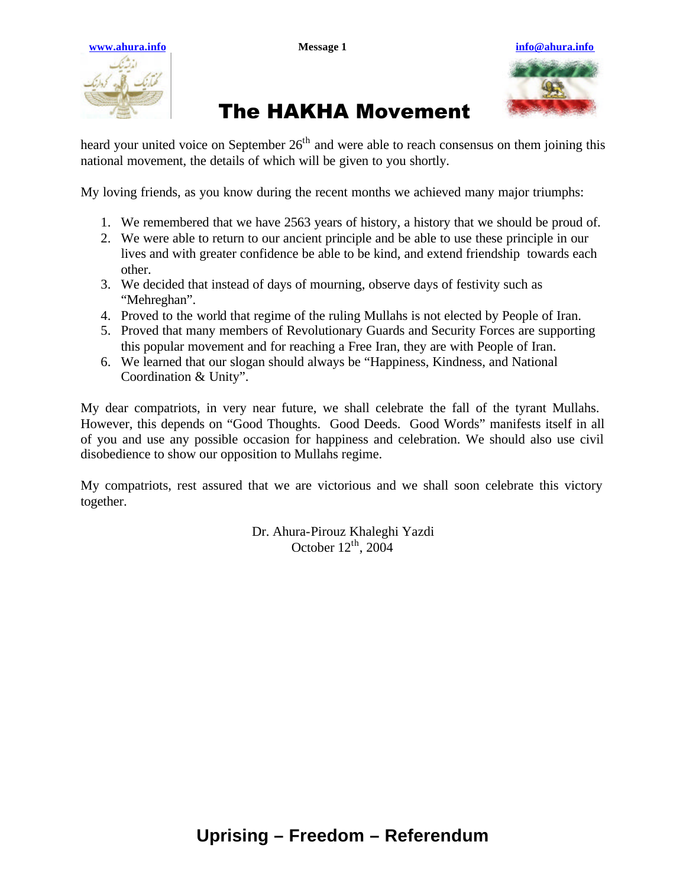# The HAKHA Movement

heard your united voice on September 26th and were able to reach consensus on them joining this national movement, the details of which will be given to you shortly.

My loving friends, as you know during the recent months we achieved many major triumphs:

1. We remembered that we have 2563 years of history, a history that we should be proud of.
2. We were able to return to our ancient principle and be able to use these principle in our lives and with greater confidence be able to be kind, and extend friendship towards each other.
3. We decided that instead of days of mourning, observe days of festivity such as "Mehreghan".
4. Proved to the world that regime of the ruling Mullahs is not elected by People of Iran.
5. Proved that many members of Revolutionary Guards and Security Forces are supporting this popular movement and for reaching a Free Iran, they are with People of Iran.
6. We learned that our slogan should always be "Happiness, Kindness, and National Coordination & Unity".

My dear compatriots, in very near future, we shall celebrate the fall of the tyrant Mullahs. However, this depends on "Good Thoughts. Good Deeds. Good Words" manifests itself in all of you and use any possible occasion for happiness and celebration. We should also use civil disobedience to show our opposition to Mullahs regime.

My compatriots, rest assured that we are victorious and we shall soon celebrate this victory together.

Dr. Ahura-Pirouz Khaleghi Yazdi
October 12th, 2004

**Uprising – Freedom – Referendum**